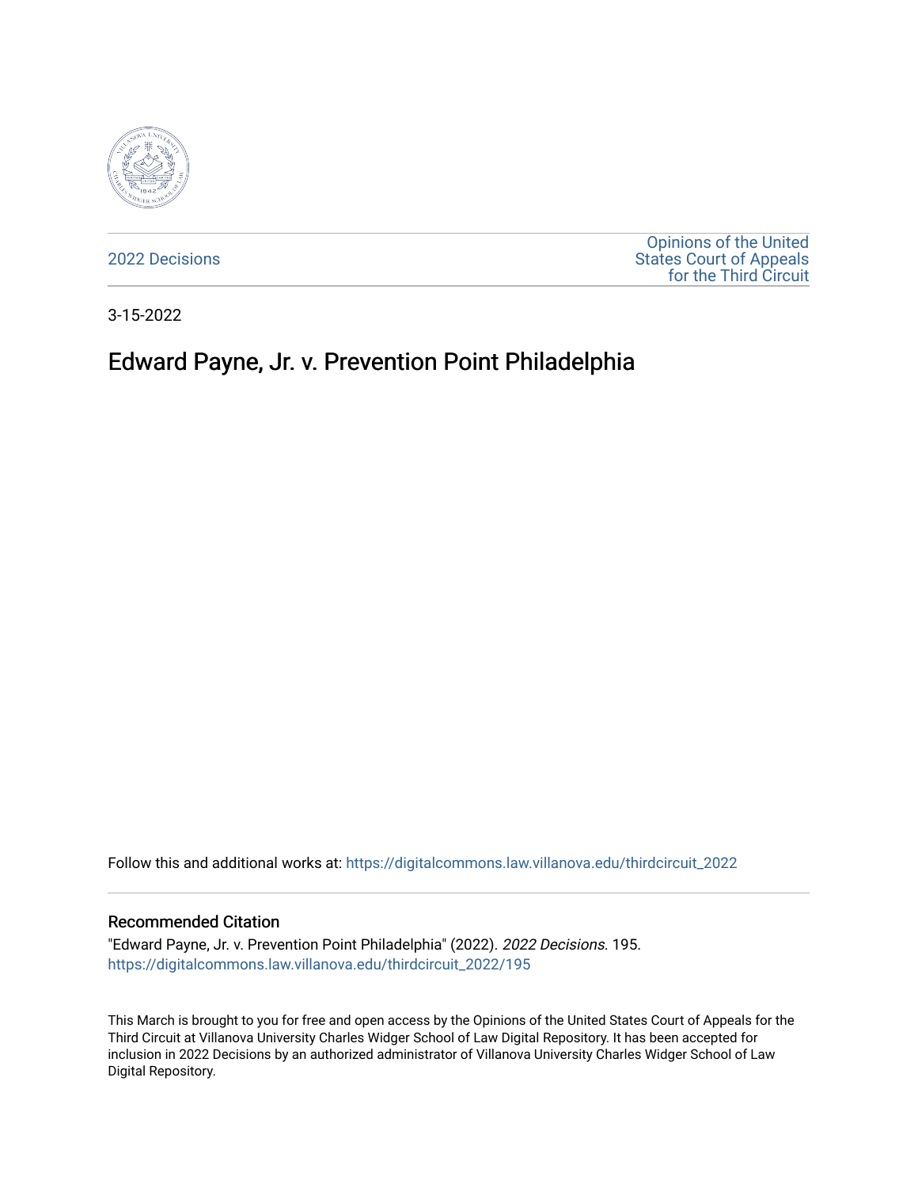2022 Decisions

Opinions of the United States Court of Appeals for the Third Circuit

3-15-2022

# Edward Payne, Jr. v. Prevention Point Philadelphia

Follow this and additional works at: https://digitalcommons.law.villanova.edu/thirdcircuit_2022

## Recommended Citation

"Edward Payne, Jr. v. Prevention Point Philadelphia" (2022). *2022 Decisions*. 195.
https://digitalcommons.law.villanova.edu/thirdcircuit_2022/195

This March is brought to you for free and open access by the Opinions of the United States Court of Appeals for the Third Circuit at Villanova University Charles Widger School of Law Digital Repository. It has been accepted for inclusion in 2022 Decisions by an authorized administrator of Villanova University Charles Widger School of Law Digital Repository.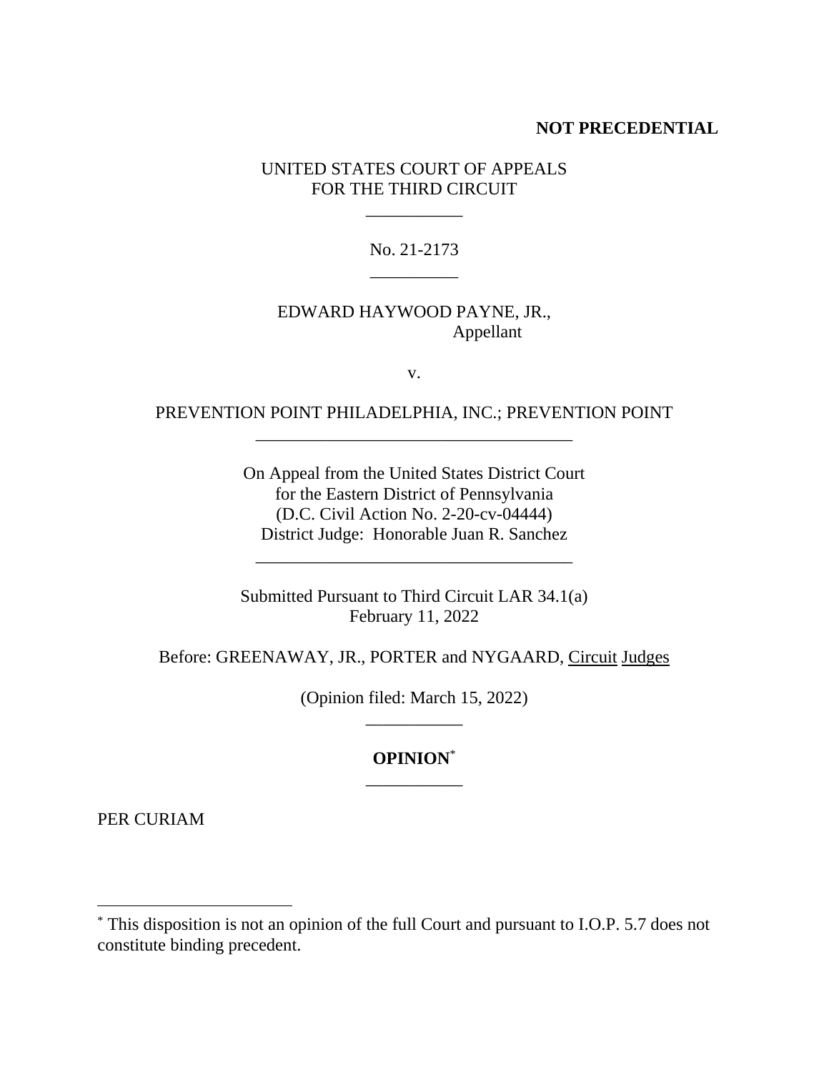**NOT PRECEDENTIAL**

UNITED STATES COURT OF APPEALS
FOR THE THIRD CIRCUIT

\_\_\_\_\_\_\_\_\_\_\_

No. 21-2173

\_\_\_\_\_\_\_\_\_\_

EDWARD HAYWOOD PAYNE, JR.,
Appellant

v.

PREVENTION POINT PHILADELPHIA, INC.; PREVENTION POINT

\_\_\_\_\_\_\_\_\_\_\_\_\_\_\_\_\_\_\_\_\_\_\_\_\_\_\_\_\_\_\_\_\_\_\_\_

On Appeal from the United States District Court
for the Eastern District of Pennsylvania
(D.C. Civil Action No. 2-20-cv-04444)
District Judge: Honorable Juan R. Sanchez

\_\_\_\_\_\_\_\_\_\_\_\_\_\_\_\_\_\_\_\_\_\_\_\_\_\_\_\_\_\_\_\_\_\_\_\_

Submitted Pursuant to Third Circuit LAR 34.1(a)
February 11, 2022

Before: GREENAWAY, JR., PORTER and NYGAARD, Circuit Judges

(Opinion filed: March 15, 2022)

\_\_\_\_\_\_\_\_\_\_\_

**OPINION**[*]

\_\_\_\_\_\_\_\_\_\_\_

PER CURIAM

---

[*] This disposition is not an opinion of the full Court and pursuant to I.O.P. 5.7 does not constitute binding precedent.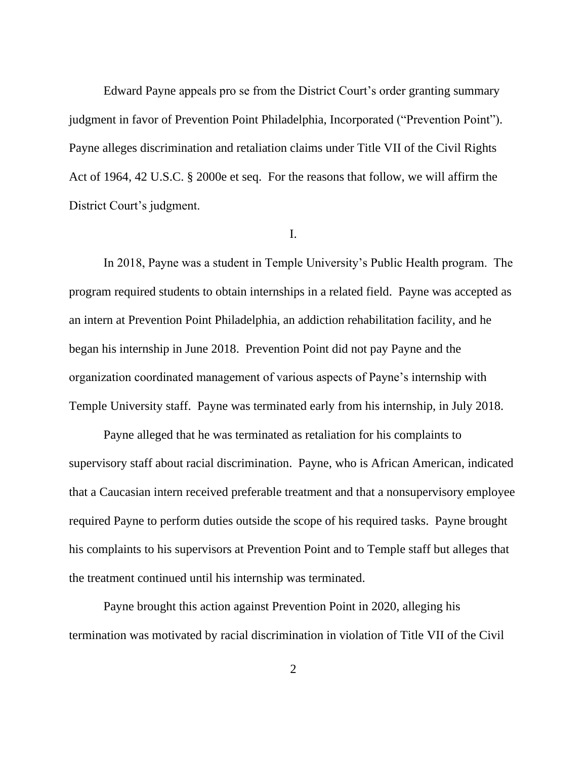Edward Payne appeals pro se from the District Court's order granting summary judgment in favor of Prevention Point Philadelphia, Incorporated ("Prevention Point"). Payne alleges discrimination and retaliation claims under Title VII of the Civil Rights Act of 1964, 42 U.S.C. § 2000e et seq. For the reasons that follow, we will affirm the District Court's judgment.

I.

In 2018, Payne was a student in Temple University's Public Health program. The program required students to obtain internships in a related field. Payne was accepted as an intern at Prevention Point Philadelphia, an addiction rehabilitation facility, and he began his internship in June 2018. Prevention Point did not pay Payne and the organization coordinated management of various aspects of Payne's internship with Temple University staff. Payne was terminated early from his internship, in July 2018.

Payne alleged that he was terminated as retaliation for his complaints to supervisory staff about racial discrimination. Payne, who is African American, indicated that a Caucasian intern received preferable treatment and that a nonsupervisory employee required Payne to perform duties outside the scope of his required tasks. Payne brought his complaints to his supervisors at Prevention Point and to Temple staff but alleges that the treatment continued until his internship was terminated.

Payne brought this action against Prevention Point in 2020, alleging his termination was motivated by racial discrimination in violation of Title VII of the Civil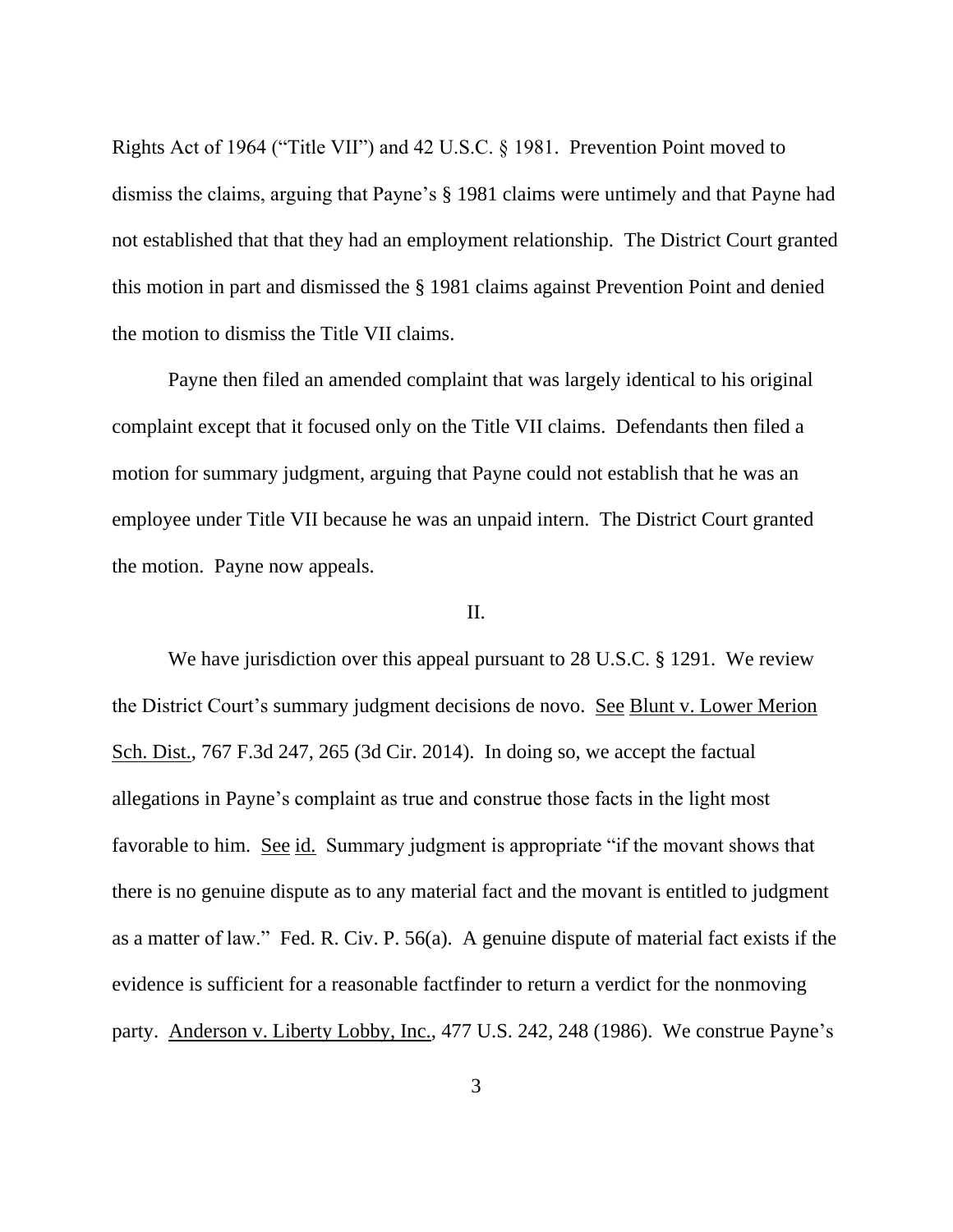Rights Act of 1964 ("Title VII") and 42 U.S.C. § 1981. Prevention Point moved to dismiss the claims, arguing that Payne's § 1981 claims were untimely and that Payne had not established that that they had an employment relationship. The District Court granted this motion in part and dismissed the § 1981 claims against Prevention Point and denied the motion to dismiss the Title VII claims.

Payne then filed an amended complaint that was largely identical to his original complaint except that it focused only on the Title VII claims. Defendants then filed a motion for summary judgment, arguing that Payne could not establish that he was an employee under Title VII because he was an unpaid intern. The District Court granted the motion. Payne now appeals.

II.

We have jurisdiction over this appeal pursuant to 28 U.S.C. § 1291. We review the District Court's summary judgment decisions de novo. See Blunt v. Lower Merion Sch. Dist., 767 F.3d 247, 265 (3d Cir. 2014). In doing so, we accept the factual allegations in Payne's complaint as true and construe those facts in the light most favorable to him. See id. Summary judgment is appropriate "if the movant shows that there is no genuine dispute as to any material fact and the movant is entitled to judgment as a matter of law." Fed. R. Civ. P. 56(a). A genuine dispute of material fact exists if the evidence is sufficient for a reasonable factfinder to return a verdict for the nonmoving party. Anderson v. Liberty Lobby, Inc., 477 U.S. 242, 248 (1986). We construe Payne's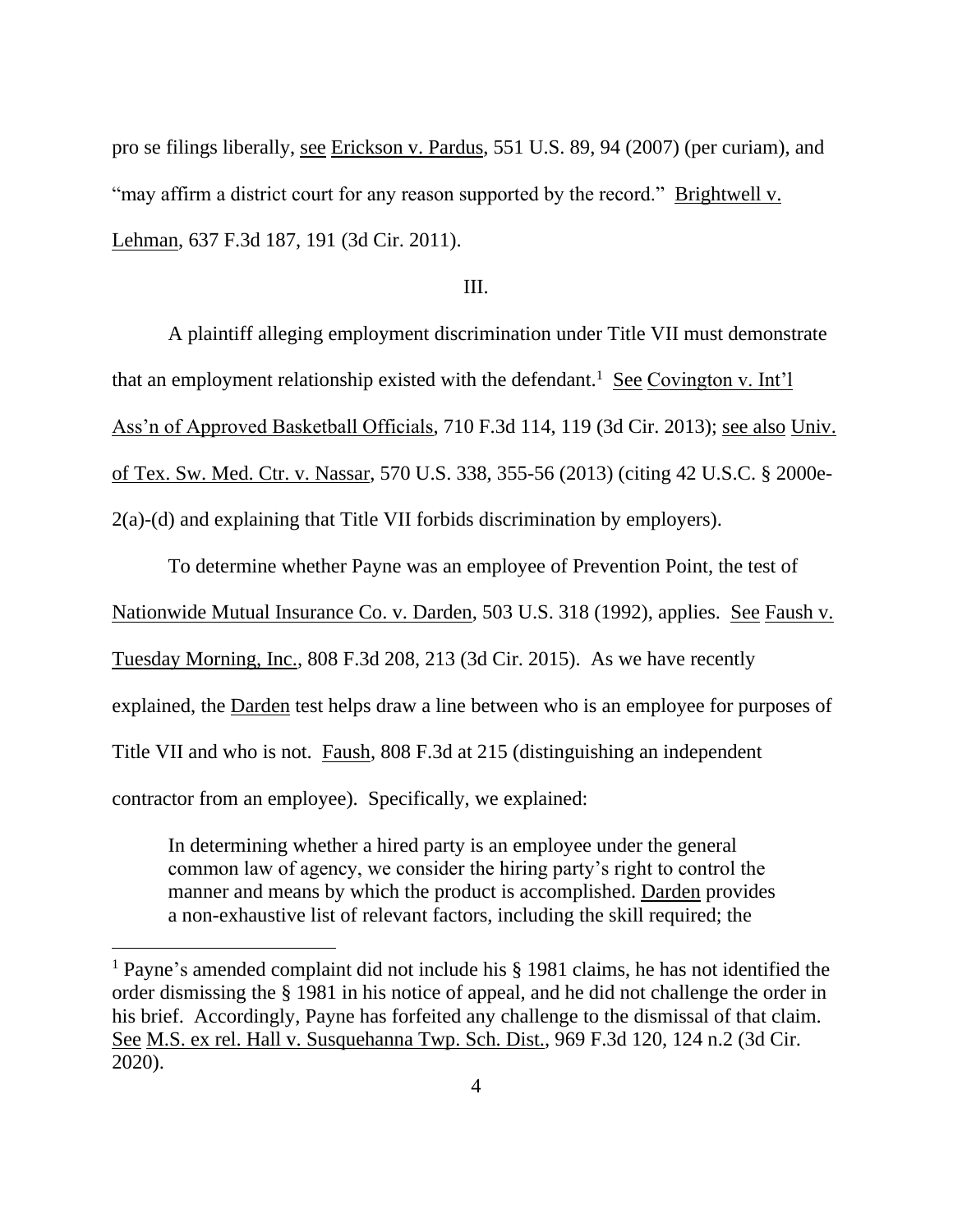pro se filings liberally, see Erickson v. Pardus, 551 U.S. 89, 94 (2007) (per curiam), and "may affirm a district court for any reason supported by the record." Brightwell v. Lehman, 637 F.3d 187, 191 (3d Cir. 2011).

III.

A plaintiff alleging employment discrimination under Title VII must demonstrate that an employment relationship existed with the defendant.[1] See Covington v. Int'l Ass'n of Approved Basketball Officials, 710 F.3d 114, 119 (3d Cir. 2013); see also Univ. of Tex. Sw. Med. Ctr. v. Nassar, 570 U.S. 338, 355-56 (2013) (citing 42 U.S.C. § 2000e-2(a)-(d) and explaining that Title VII forbids discrimination by employers).

To determine whether Payne was an employee of Prevention Point, the test of Nationwide Mutual Insurance Co. v. Darden, 503 U.S. 318 (1992), applies. See Faush v. Tuesday Morning, Inc., 808 F.3d 208, 213 (3d Cir. 2015). As we have recently explained, the Darden test helps draw a line between who is an employee for purposes of Title VII and who is not. Faush, 808 F.3d at 215 (distinguishing an independent contractor from an employee). Specifically, we explained:

> In determining whether a hired party is an employee under the general common law of agency, we consider the hiring party's right to control the manner and means by which the product is accomplished. Darden provides a non-exhaustive list of relevant factors, including the skill required; the

---

[1] Payne's amended complaint did not include his § 1981 claims, he has not identified the order dismissing the § 1981 in his notice of appeal, and he did not challenge the order in his brief. Accordingly, Payne has forfeited any challenge to the dismissal of that claim. See M.S. ex rel. Hall v. Susquehanna Twp. Sch. Dist., 969 F.3d 120, 124 n.2 (3d Cir. 2020).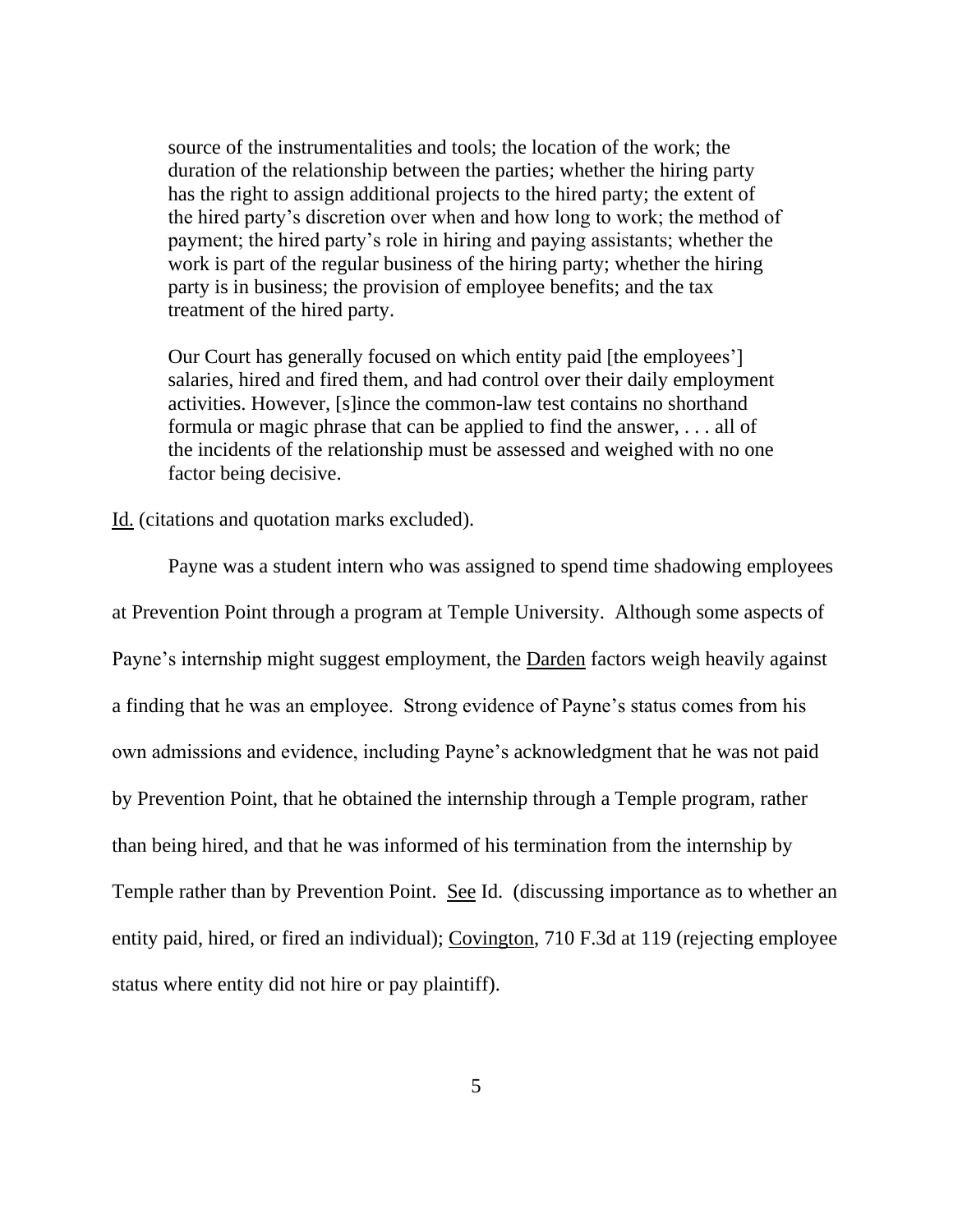> source of the instrumentalities and tools; the location of the work; the duration of the relationship between the parties; whether the hiring party has the right to assign additional projects to the hired party; the extent of the hired party's discretion over when and how long to work; the method of payment; the hired party's role in hiring and paying assistants; whether the work is part of the regular business of the hiring party; whether the hiring party is in business; the provision of employee benefits; and the tax treatment of the hired party.
>
> Our Court has generally focused on which entity paid [the employees'] salaries, hired and fired them, and had control over their daily employment activities. However, [s]ince the common-law test contains no shorthand formula or magic phrase that can be applied to find the answer, . . . all of the incidents of the relationship must be assessed and weighed with no one factor being decisive.

Id. (citations and quotation marks excluded).

Payne was a student intern who was assigned to spend time shadowing employees at Prevention Point through a program at Temple University. Although some aspects of Payne's internship might suggest employment, the Darden factors weigh heavily against a finding that he was an employee. Strong evidence of Payne's status comes from his own admissions and evidence, including Payne's acknowledgment that he was not paid by Prevention Point, that he obtained the internship through a Temple program, rather than being hired, and that he was informed of his termination from the internship by Temple rather than by Prevention Point. See Id. (discussing importance as to whether an entity paid, hired, or fired an individual); Covington, 710 F.3d at 119 (rejecting employee status where entity did not hire or pay plaintiff).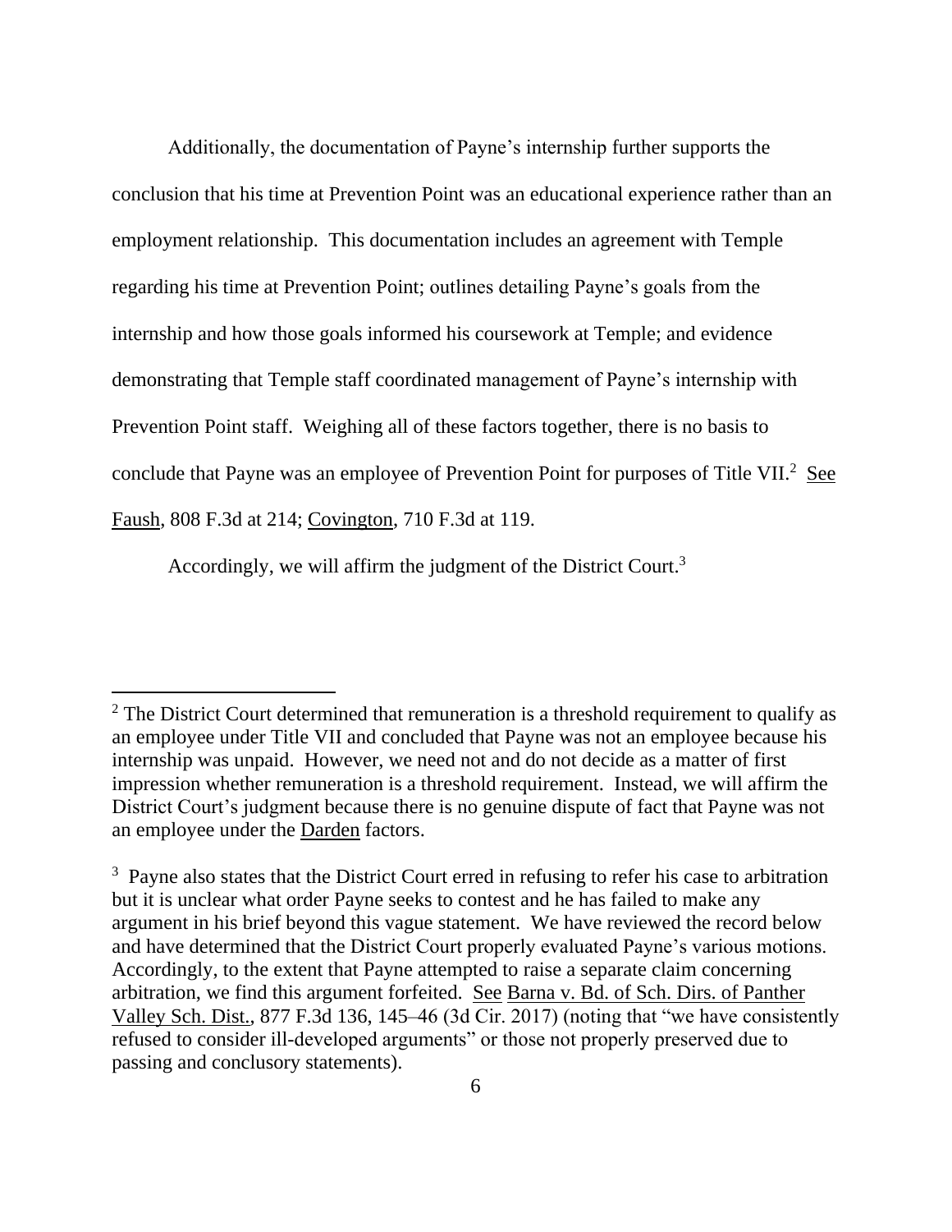Additionally, the documentation of Payne's internship further supports the conclusion that his time at Prevention Point was an educational experience rather than an employment relationship. This documentation includes an agreement with Temple regarding his time at Prevention Point; outlines detailing Payne's goals from the internship and how those goals informed his coursework at Temple; and evidence demonstrating that Temple staff coordinated management of Payne's internship with Prevention Point staff. Weighing all of these factors together, there is no basis to conclude that Payne was an employee of Prevention Point for purposes of Title VII.[2] See Faush, 808 F.3d at 214; Covington, 710 F.3d at 119.

Accordingly, we will affirm the judgment of the District Court.[3]

---

[2] The District Court determined that remuneration is a threshold requirement to qualify as an employee under Title VII and concluded that Payne was not an employee because his internship was unpaid. However, we need not and do not decide as a matter of first impression whether remuneration is a threshold requirement. Instead, we will affirm the District Court's judgment because there is no genuine dispute of fact that Payne was not an employee under the Darden factors.

[3] Payne also states that the District Court erred in refusing to refer his case to arbitration but it is unclear what order Payne seeks to contest and he has failed to make any argument in his brief beyond this vague statement. We have reviewed the record below and have determined that the District Court properly evaluated Payne's various motions. Accordingly, to the extent that Payne attempted to raise a separate claim concerning arbitration, we find this argument forfeited. See Barna v. Bd. of Sch. Dirs. of Panther Valley Sch. Dist., 877 F.3d 136, 145–46 (3d Cir. 2017) (noting that "we have consistently refused to consider ill-developed arguments" or those not properly preserved due to passing and conclusory statements).